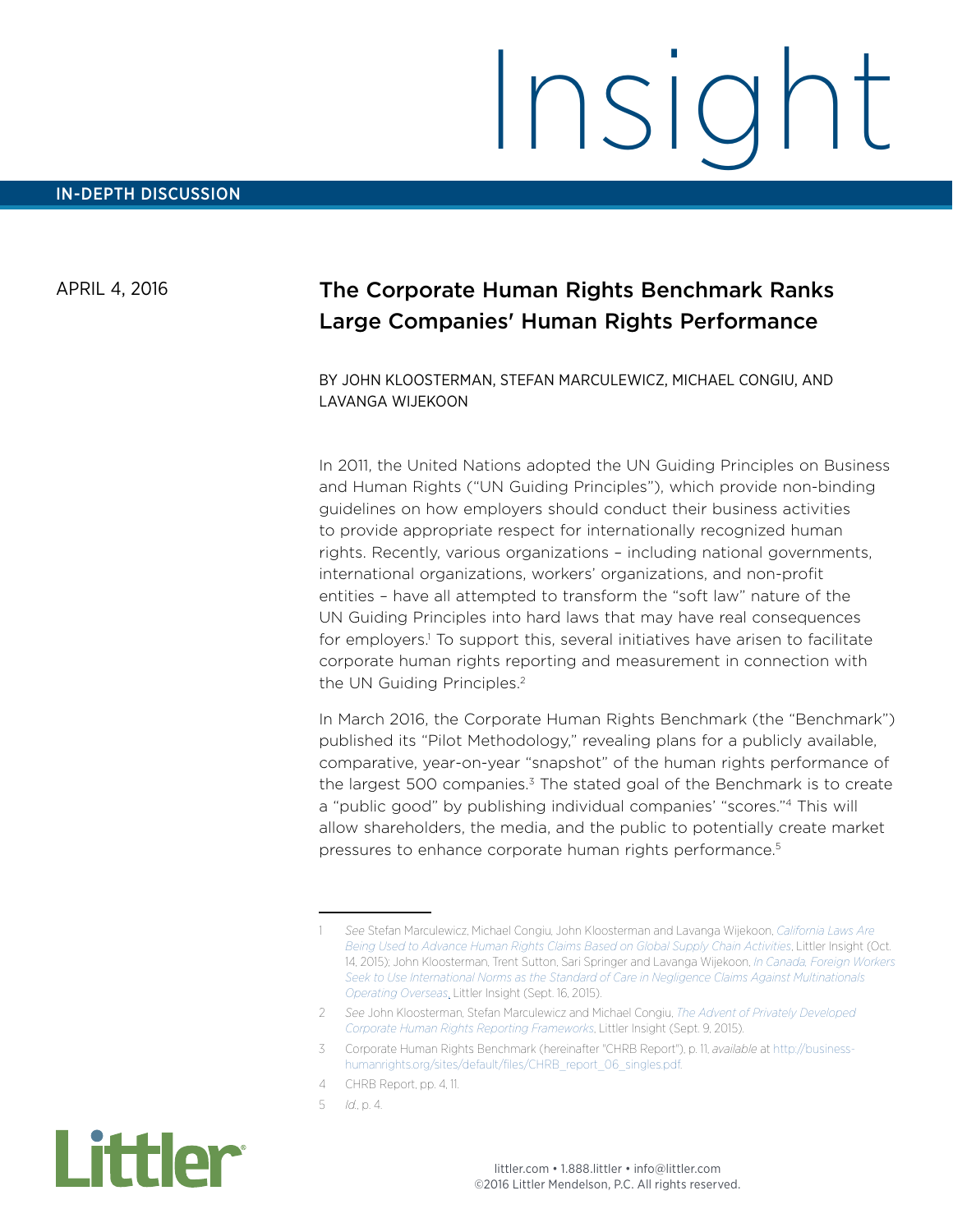# Insight

IN-DEPTH DISCUSSION

APRIL 4, 2016

## The Corporate Human Rights Benchmark Ranks Large Companies' Human Rights Performance

BY JOHN KLOOSTERMAN, STEFAN MARCULEWICZ, MICHAEL CONGIU, AND LAVANGA WIJEKOON

In 2011, the United Nations adopted the UN Guiding Principles on Business and Human Rights ("UN Guiding Principles"), which provide non-binding guidelines on how employers should conduct their business activities to provide appropriate respect for internationally recognized human rights. Recently, various organizations – including national governments, international organizations, workers' organizations, and non-profit entities – have all attempted to transform the "soft law" nature of the UN Guiding Principles into hard laws that may have real consequences for employers.[1] To support this, several initiatives have arisen to facilitate corporate human rights reporting and measurement in connection with the UN Guiding Principles.[2]

In March 2016, the Corporate Human Rights Benchmark (the "Benchmark") published its "Pilot Methodology," revealing plans for a publicly available, comparative, year-on-year "snapshot" of the human rights performance of the largest 500 companies.[3] The stated goal of the Benchmark is to create a "public good" by publishing individual companies' "scores."[4] This will allow shareholders, the media, and the public to potentially create market pressures to enhance corporate human rights performance.[5]

---

1 *See* Stefan Marculewicz, Michael Congiu, John Kloosterman and Lavanga Wijekoon, *California Laws Are Being Used to Advance Human Rights Claims Based on Global Supply Chain Activities*, Littler Insight (Oct. 14, 2015); John Kloosterman, Trent Sutton, Sari Springer and Lavanga Wijekoon, *In Canada, Foreign Workers Seek to Use International Norms as the Standard of Care in Negligence Claims Against Multinationals Operating Overseas*, Littler Insight (Sept. 16, 2015).

2 *See* John Kloosterman, Stefan Marculewicz and Michael Congiu, *The Advent of Privately Developed Corporate Human Rights Reporting Frameworks*, Littler Insight (Sept. 9, 2015).

3 Corporate Human Rights Benchmark (hereinafter "CHRB Report"), p. 11, *available* at http://business-humanrights.org/sites/default/files/CHRB_report_06_singles.pdf.

4 CHRB Report, pp. 4, 11.

5 *Id.*, p. 4.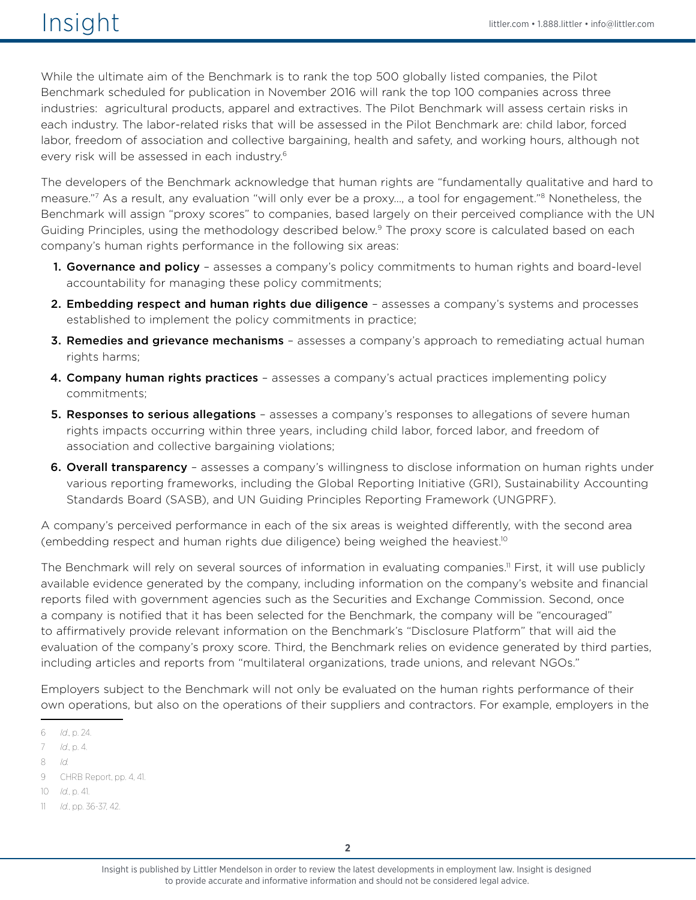While the ultimate aim of the Benchmark is to rank the top 500 globally listed companies, the Pilot Benchmark scheduled for publication in November 2016 will rank the top 100 companies across three industries: agricultural products, apparel and extractives. The Pilot Benchmark will assess certain risks in each industry. The labor-related risks that will be assessed in the Pilot Benchmark are: child labor, forced labor, freedom of association and collective bargaining, health and safety, and working hours, although not every risk will be assessed in each industry.[6]

The developers of the Benchmark acknowledge that human rights are "fundamentally qualitative and hard to measure."[7] As a result, any evaluation "will only ever be a proxy…, a tool for engagement."[8] Nonetheless, the Benchmark will assign "proxy scores" to companies, based largely on their perceived compliance with the UN Guiding Principles, using the methodology described below.[9] The proxy score is calculated based on each company's human rights performance in the following six areas:

1. **Governance and policy** – assesses a company's policy commitments to human rights and board-level accountability for managing these policy commitments;
2. **Embedding respect and human rights due diligence** – assesses a company's systems and processes established to implement the policy commitments in practice;
3. **Remedies and grievance mechanisms** – assesses a company's approach to remediating actual human rights harms;
4. **Company human rights practices** – assesses a company's actual practices implementing policy commitments;
5. **Responses to serious allegations** – assesses a company's responses to allegations of severe human rights impacts occurring within three years, including child labor, forced labor, and freedom of association and collective bargaining violations;
6. **Overall transparency** – assesses a company's willingness to disclose information on human rights under various reporting frameworks, including the Global Reporting Initiative (GRI), Sustainability Accounting Standards Board (SASB), and UN Guiding Principles Reporting Framework (UNGPRF).

A company's perceived performance in each of the six areas is weighted differently, with the second area (embedding respect and human rights due diligence) being weighed the heaviest.[10]

The Benchmark will rely on several sources of information in evaluating companies.[11] First, it will use publicly available evidence generated by the company, including information on the company's website and financial reports filed with government agencies such as the Securities and Exchange Commission. Second, once a company is notified that it has been selected for the Benchmark, the company will be "encouraged" to affirmatively provide relevant information on the Benchmark's "Disclosure Platform" that will aid the evaluation of the company's proxy score. Third, the Benchmark relies on evidence generated by third parties, including articles and reports from "multilateral organizations, trade unions, and relevant NGOs."

Employers subject to the Benchmark will not only be evaluated on the human rights performance of their own operations, but also on the operations of their suppliers and contractors. For example, employers in the

---

6 *Id.*, p. 24.

7 *Id.*, p. 4.

8 *Id.*

9 CHRB Report, pp. 4, 41.

10 *Id.*, p. 41.

11 *Id.*, pp. 36-37, 42.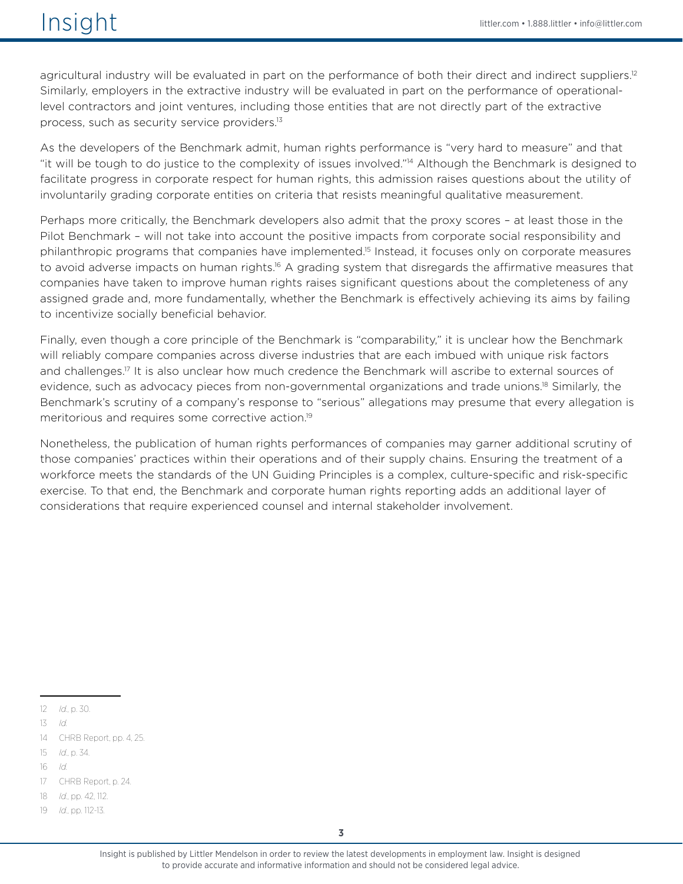agricultural industry will be evaluated in part on the performance of both their direct and indirect suppliers.[12] Similarly, employers in the extractive industry will be evaluated in part on the performance of operational-level contractors and joint ventures, including those entities that are not directly part of the extractive process, such as security service providers.[13]

As the developers of the Benchmark admit, human rights performance is "very hard to measure" and that "it will be tough to do justice to the complexity of issues involved."[14] Although the Benchmark is designed to facilitate progress in corporate respect for human rights, this admission raises questions about the utility of involuntarily grading corporate entities on criteria that resists meaningful qualitative measurement.

Perhaps more critically, the Benchmark developers also admit that the proxy scores – at least those in the Pilot Benchmark – will not take into account the positive impacts from corporate social responsibility and philanthropic programs that companies have implemented.[15] Instead, it focuses only on corporate measures to avoid adverse impacts on human rights.[16] A grading system that disregards the affirmative measures that companies have taken to improve human rights raises significant questions about the completeness of any assigned grade and, more fundamentally, whether the Benchmark is effectively achieving its aims by failing to incentivize socially beneficial behavior.

Finally, even though a core principle of the Benchmark is "comparability," it is unclear how the Benchmark will reliably compare companies across diverse industries that are each imbued with unique risk factors and challenges.[17] It is also unclear how much credence the Benchmark will ascribe to external sources of evidence, such as advocacy pieces from non-governmental organizations and trade unions.[18] Similarly, the Benchmark's scrutiny of a company's response to "serious" allegations may presume that every allegation is meritorious and requires some corrective action.[19]

Nonetheless, the publication of human rights performances of companies may garner additional scrutiny of those companies' practices within their operations and of their supply chains. Ensuring the treatment of a workforce meets the standards of the UN Guiding Principles is a complex, culture-specific and risk-specific exercise. To that end, the Benchmark and corporate human rights reporting adds an additional layer of considerations that require experienced counsel and internal stakeholder involvement.

---

12 *Id.*, p. 30.

13 *Id.*

14 CHRB Report, pp. 4, 25.

15 *Id.*, p. 34.

16 *Id.*

17 CHRB Report, p. 24.

18 *Id.*, pp. 42, 112.

19 *Id.*, pp. 112-13.

Insight is published by Littler Mendelson in order to review the latest developments in employment law. Insight is designed to provide accurate and informative information and should not be considered legal advice.